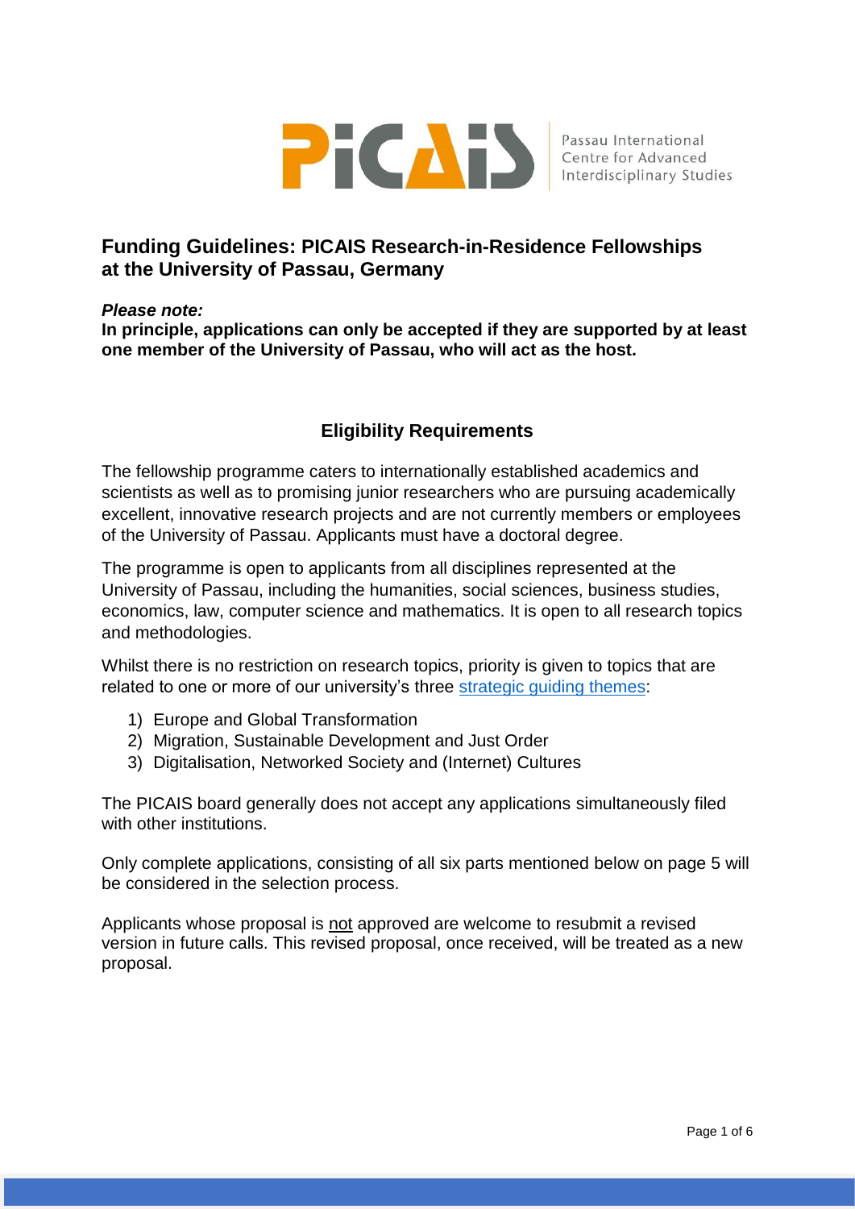PICAIS Passau International Centre for Advanced Interdisciplinary Studies

## Funding Guidelines: PICAIS Research-in-Residence Fellowships at the University of Passau, Germany

***Please note:***

**In principle, applications can only be accepted if they are supported by at least one member of the University of Passau, who will act as the host.**

### Eligibility Requirements

The fellowship programme caters to internationally established academics and scientists as well as to promising junior researchers who are pursuing academically excellent, innovative research projects and are not currently members or employees of the University of Passau. Applicants must have a doctoral degree.

The programme is open to applicants from all disciplines represented at the University of Passau, including the humanities, social sciences, business studies, economics, law, computer science and mathematics. It is open to all research topics and methodologies.

Whilst there is no restriction on research topics, priority is given to topics that are related to one or more of our university's three strategic guiding themes:

1) Europe and Global Transformation
2) Migration, Sustainable Development and Just Order
3) Digitalisation, Networked Society and (Internet) Cultures

The PICAIS board generally does not accept any applications simultaneously filed with other institutions.

Only complete applications, consisting of all six parts mentioned below on page 5 will be considered in the selection process.

Applicants whose proposal is not approved are welcome to resubmit a revised version in future calls. This revised proposal, once received, will be treated as a new proposal.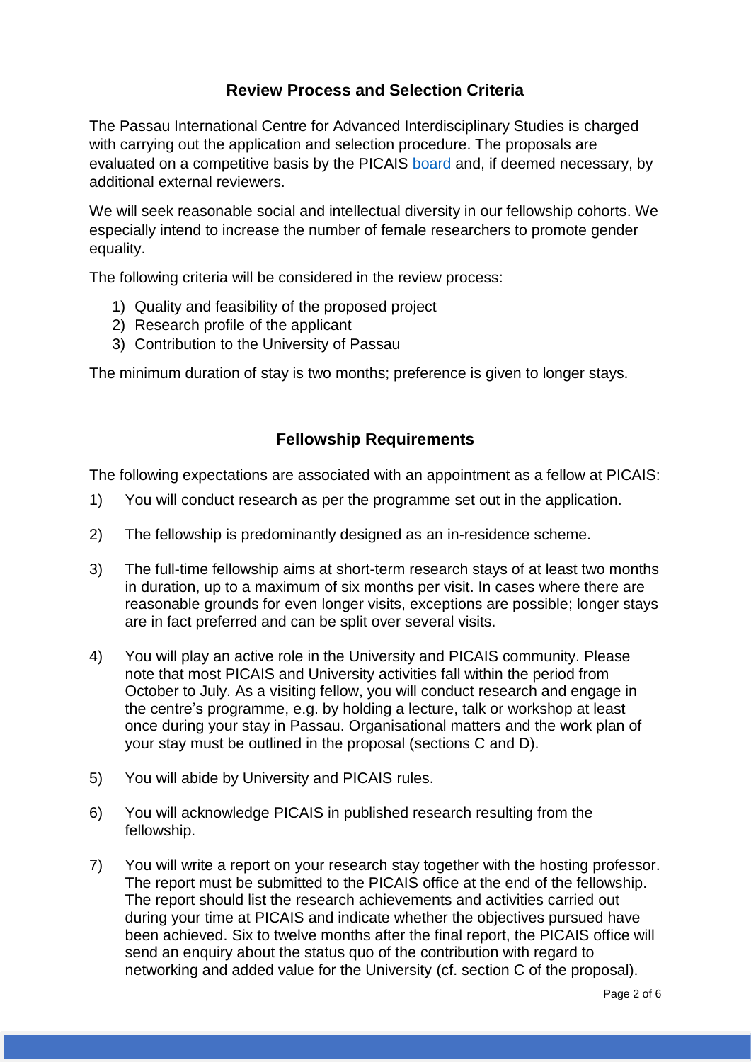## Review Process and Selection Criteria

The Passau International Centre for Advanced Interdisciplinary Studies is charged with carrying out the application and selection procedure. The proposals are evaluated on a competitive basis by the PICAIS board and, if deemed necessary, by additional external reviewers.

We will seek reasonable social and intellectual diversity in our fellowship cohorts. We especially intend to increase the number of female researchers to promote gender equality.

The following criteria will be considered in the review process:

1) Quality and feasibility of the proposed project
2) Research profile of the applicant
3) Contribution to the University of Passau

The minimum duration of stay is two months; preference is given to longer stays.

## Fellowship Requirements

The following expectations are associated with an appointment as a fellow at PICAIS:

1) You will conduct research as per the programme set out in the application.

2) The fellowship is predominantly designed as an in-residence scheme.

3) The full-time fellowship aims at short-term research stays of at least two months in duration, up to a maximum of six months per visit. In cases where there are reasonable grounds for even longer visits, exceptions are possible; longer stays are in fact preferred and can be split over several visits.

4) You will play an active role in the University and PICAIS community. Please note that most PICAIS and University activities fall within the period from October to July. As a visiting fellow, you will conduct research and engage in the centre's programme, e.g. by holding a lecture, talk or workshop at least once during your stay in Passau. Organisational matters and the work plan of your stay must be outlined in the proposal (sections C and D).

5) You will abide by University and PICAIS rules.

6) You will acknowledge PICAIS in published research resulting from the fellowship.

7) You will write a report on your research stay together with the hosting professor. The report must be submitted to the PICAIS office at the end of the fellowship. The report should list the research achievements and activities carried out during your time at PICAIS and indicate whether the objectives pursued have been achieved. Six to twelve months after the final report, the PICAIS office will send an enquiry about the status quo of the contribution with regard to networking and added value for the University (cf. section C of the proposal).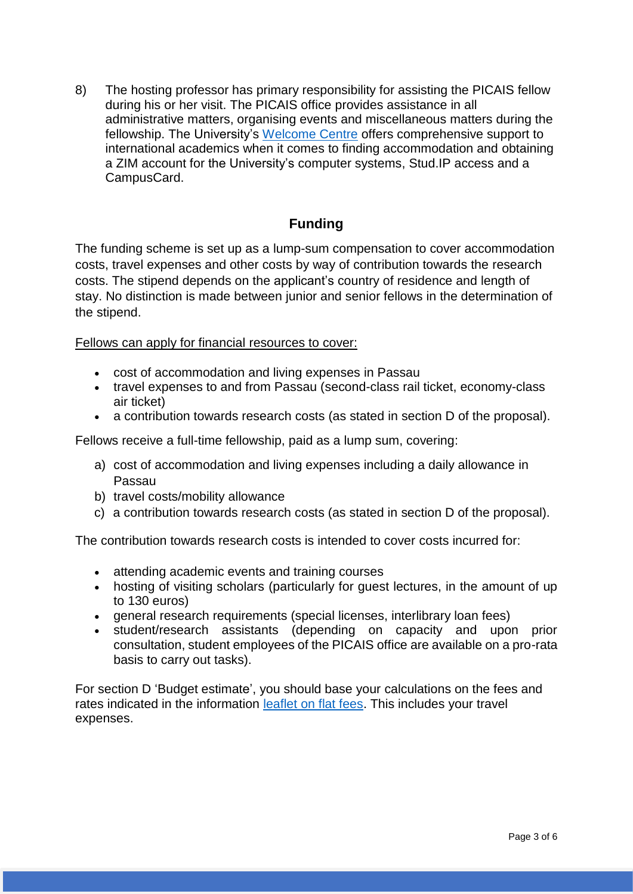8) The hosting professor has primary responsibility for assisting the PICAIS fellow during his or her visit. The PICAIS office provides assistance in all administrative matters, organising events and miscellaneous matters during the fellowship. The University's [Welcome Centre]() offers comprehensive support to international academics when it comes to finding accommodation and obtaining a ZIM account for the University's computer systems, Stud.IP access and a CampusCard.

## Funding

The funding scheme is set up as a lump-sum compensation to cover accommodation costs, travel expenses and other costs by way of contribution towards the research costs. The stipend depends on the applicant's country of residence and length of stay. No distinction is made between junior and senior fellows in the determination of the stipend.

<u>Fellows can apply for financial resources to cover:</u>

- cost of accommodation and living expenses in Passau
- travel expenses to and from Passau (second-class rail ticket, economy-class air ticket)
- a contribution towards research costs (as stated in section D of the proposal).

Fellows receive a full-time fellowship, paid as a lump sum, covering:

a) cost of accommodation and living expenses including a daily allowance in Passau
b) travel costs/mobility allowance
c) a contribution towards research costs (as stated in section D of the proposal).

The contribution towards research costs is intended to cover costs incurred for:

- attending academic events and training courses
- hosting of visiting scholars (particularly for guest lectures, in the amount of up to 130 euros)
- general research requirements (special licenses, interlibrary loan fees)
- student/research assistants (depending on capacity and upon prior consultation, student employees of the PICAIS office are available on a pro-rata basis to carry out tasks).

For section D 'Budget estimate', you should base your calculations on the fees and rates indicated in the information [leaflet on flat fees](). This includes your travel expenses.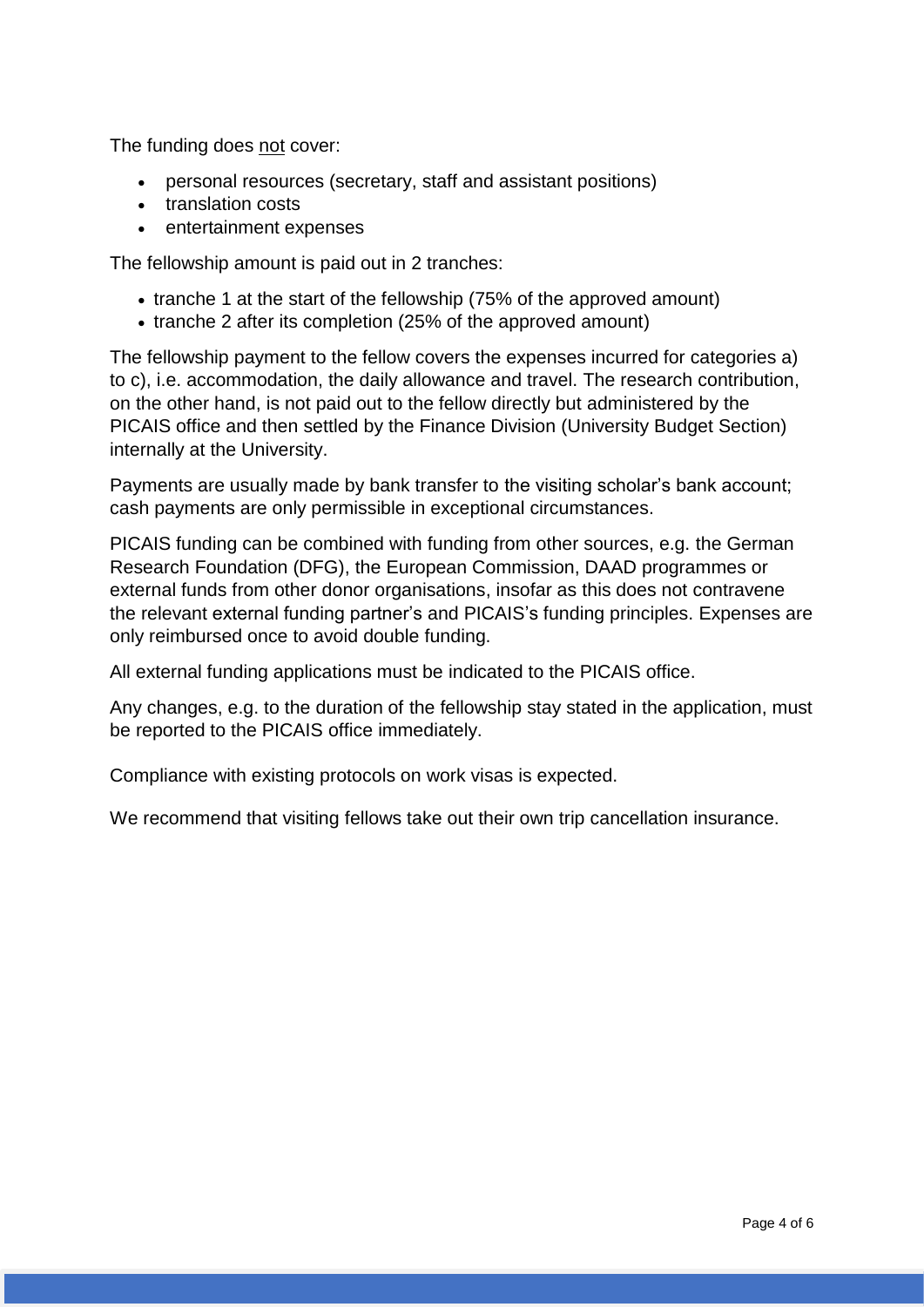The funding does <u>not</u> cover:

- personal resources (secretary, staff and assistant positions)
- translation costs
- entertainment expenses

The fellowship amount is paid out in 2 tranches:

- tranche 1 at the start of the fellowship (75% of the approved amount)
- tranche 2 after its completion (25% of the approved amount)

The fellowship payment to the fellow covers the expenses incurred for categories a) to c), i.e. accommodation, the daily allowance and travel. The research contribution, on the other hand, is not paid out to the fellow directly but administered by the PICAIS office and then settled by the Finance Division (University Budget Section) internally at the University.

Payments are usually made by bank transfer to the visiting scholar's bank account; cash payments are only permissible in exceptional circumstances.

PICAIS funding can be combined with funding from other sources, e.g. the German Research Foundation (DFG), the European Commission, DAAD programmes or external funds from other donor organisations, insofar as this does not contravene the relevant external funding partner's and PICAIS's funding principles. Expenses are only reimbursed once to avoid double funding.

All external funding applications must be indicated to the PICAIS office.

Any changes, e.g. to the duration of the fellowship stay stated in the application, must be reported to the PICAIS office immediately.

Compliance with existing protocols on work visas is expected.

We recommend that visiting fellows take out their own trip cancellation insurance.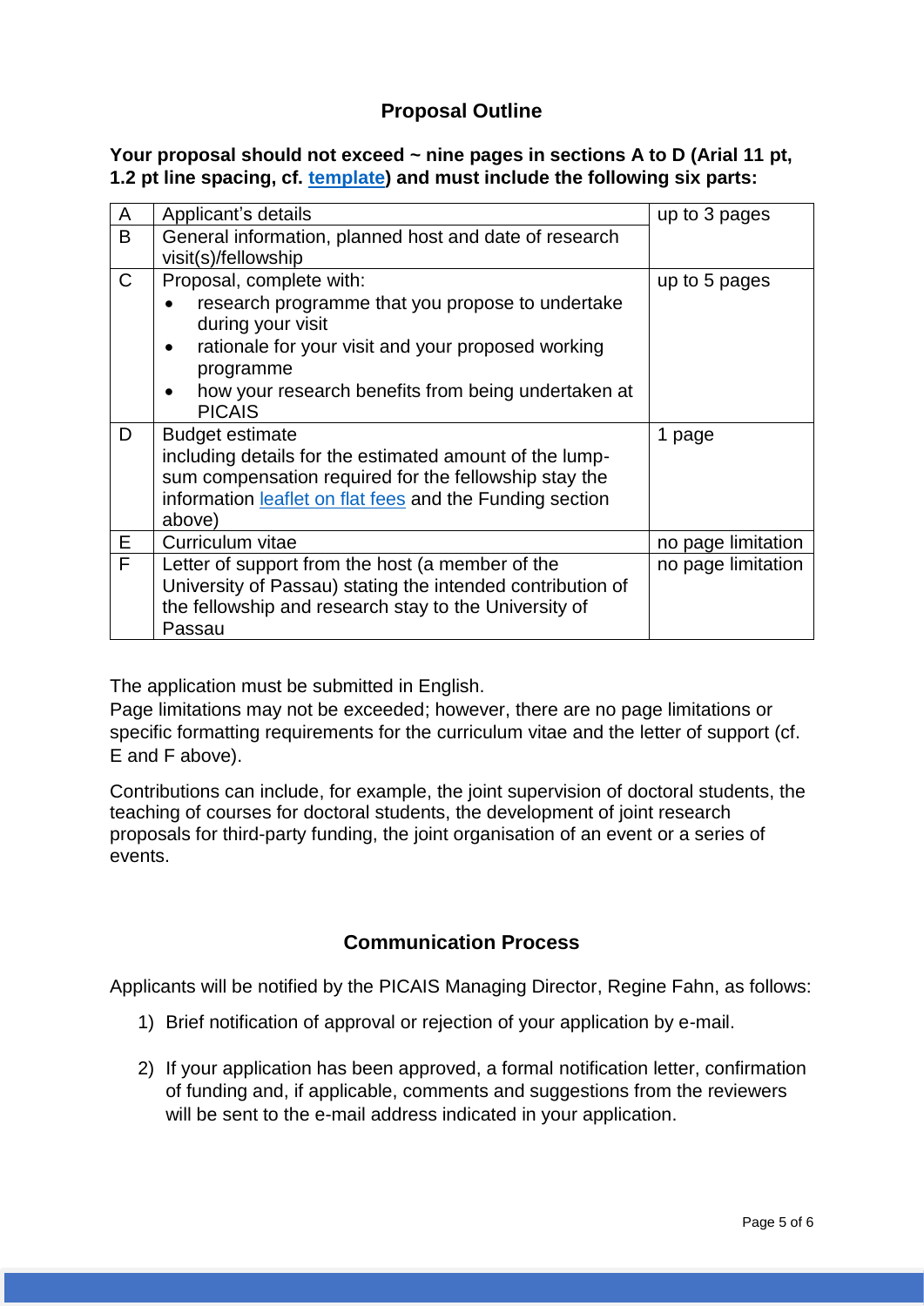## Proposal Outline

**Your proposal should not exceed ~ nine pages in sections A to D (Arial 11 pt, 1.2 pt line spacing, cf. template) and must include the following six parts:**

| | | |
|---|---|---|
| A | Applicant's details | up to 3 pages |
| B | General information, planned host and date of research visit(s)/fellowship | |
| C | Proposal, complete with:<br>• research programme that you propose to undertake during your visit<br>• rationale for your visit and your proposed working programme<br>• how your research benefits from being undertaken at PICAIS | up to 5 pages |
| D | Budget estimate<br>including details for the estimated amount of the lump-sum compensation required for the fellowship stay the information leaflet on flat fees and the Funding section above) | 1 page |
| E | Curriculum vitae | no page limitation |
| F | Letter of support from the host (a member of the University of Passau) stating the intended contribution of the fellowship and research stay to the University of Passau | no page limitation |

The application must be submitted in English.
Page limitations may not be exceeded; however, there are no page limitations or specific formatting requirements for the curriculum vitae and the letter of support (cf. E and F above).

Contributions can include, for example, the joint supervision of doctoral students, the teaching of courses for doctoral students, the development of joint research proposals for third-party funding, the joint organisation of an event or a series of events.

## Communication Process

Applicants will be notified by the PICAIS Managing Director, Regine Fahn, as follows:

1) Brief notification of approval or rejection of your application by e-mail.

2) If your application has been approved, a formal notification letter, confirmation of funding and, if applicable, comments and suggestions from the reviewers will be sent to the e-mail address indicated in your application.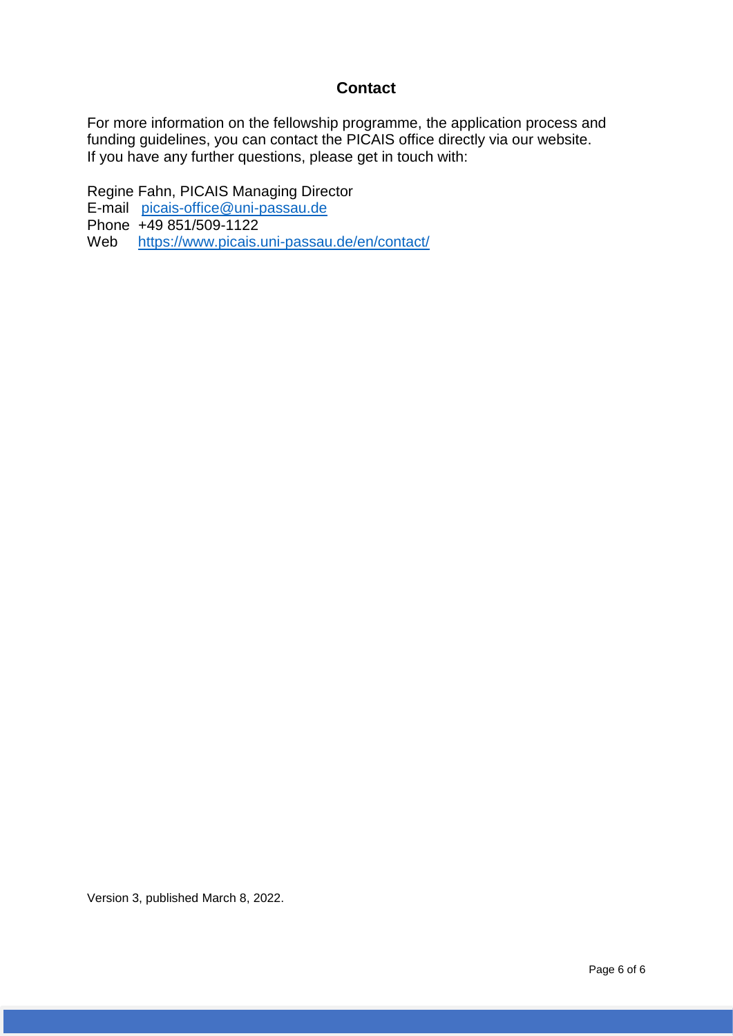## Contact

For more information on the fellowship programme, the application process and funding guidelines, you can contact the PICAIS office directly via our website. If you have any further questions, please get in touch with:

Regine Fahn, PICAIS Managing Director
E-mail picais-office@uni-passau.de
Phone +49 851/509-1122
Web https://www.picais.uni-passau.de/en/contact/

Version 3, published March 8, 2022.